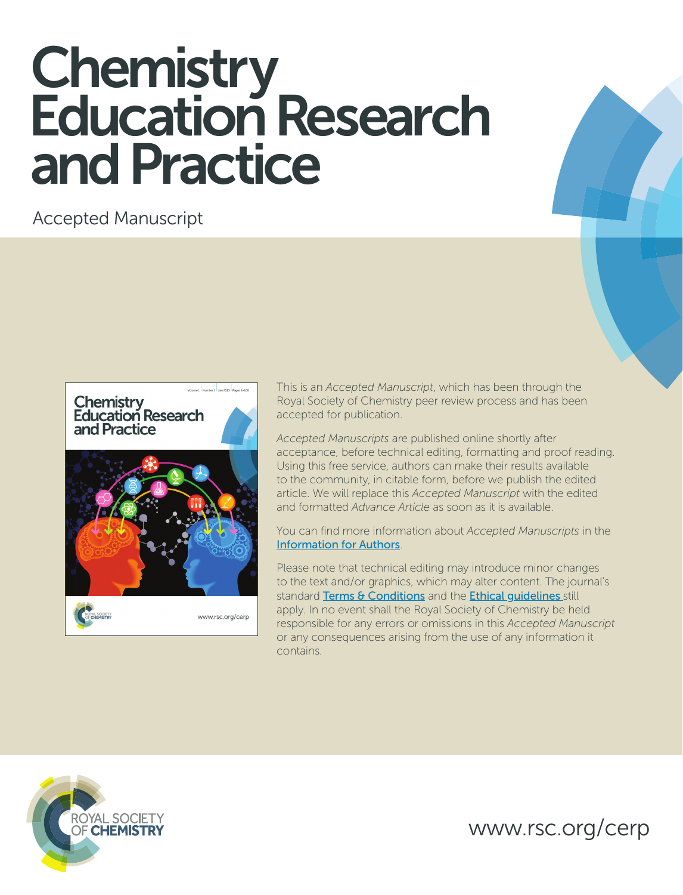# Chemistry Education Research and Practice

Accepted Manuscript

This is an *Accepted Manuscript*, which has been through the Royal Society of Chemistry peer review process and has been accepted for publication.

*Accepted Manuscripts* are published online shortly after acceptance, before technical editing, formatting and proof reading. Using this free service, authors can make their results available to the community, in citable form, before we publish the edited article. We will replace this *Accepted Manuscript* with the edited and formatted *Advance Article* as soon as it is available.

You can find more information about *Accepted Manuscripts* in the Information for Authors.

Please note that technical editing may introduce minor changes to the text and/or graphics, which may alter content. The journal's standard Terms & Conditions and the Ethical guidelines still apply. In no event shall the Royal Society of Chemistry be held responsible for any errors or omissions in this *Accepted Manuscript* or any consequences arising from the use of any information it contains.

ROYAL SOCIETY OF CHEMISTRY

www.rsc.org/cerp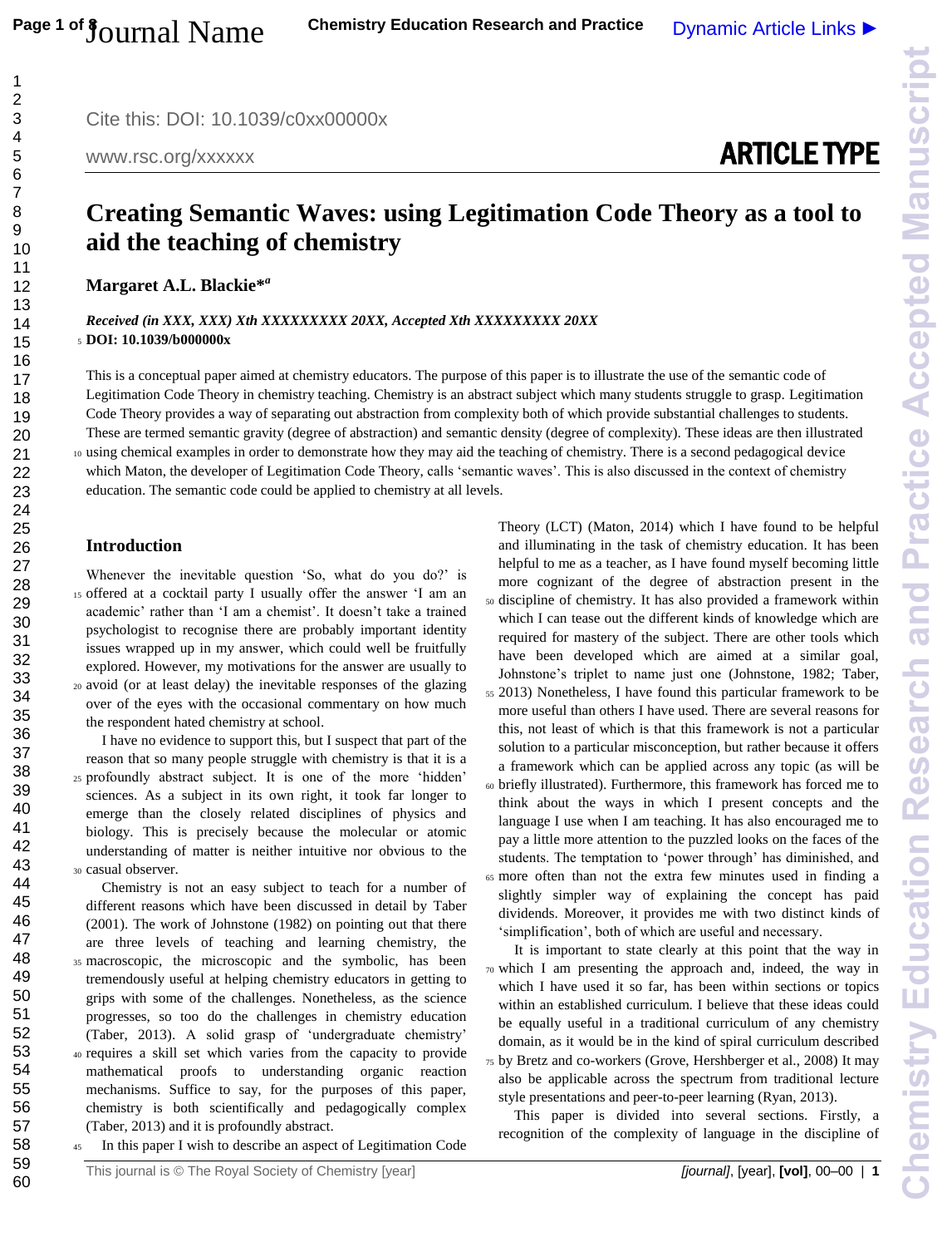# Creating Semantic Waves: using Legitimation Code Theory as a tool to aid the teaching of chemistry

**Margaret A.L. Blackie*[a]**

*Received (in XXX, XXX) Xth XXXXXXXXX 20XX, Accepted Xth XXXXXXXXX 20XX*

**DOI: 10.1039/b000000x**

This is a conceptual paper aimed at chemistry educators. The purpose of this paper is to illustrate the use of the semantic code of Legitimation Code Theory in chemistry teaching. Chemistry is an abstract subject which many students struggle to grasp. Legitimation Code Theory provides a way of separating out abstraction from complexity both of which provide substantial challenges to students. These are termed semantic gravity (degree of abstraction) and semantic density (degree of complexity). These ideas are then illustrated using chemical examples in order to demonstrate how they may aid the teaching of chemistry. There is a second pedagogical device which Maton, the developer of Legitimation Code Theory, calls 'semantic waves'. This is also discussed in the context of chemistry education. The semantic code could be applied to chemistry at all levels.

## Introduction

Whenever the inevitable question 'So, what do you do?' is offered at a cocktail party I usually offer the answer 'I am an academic' rather than 'I am a chemist'. It doesn't take a trained psychologist to recognise there are probably important identity issues wrapped up in my answer, which could well be fruitfully explored. However, my motivations for the answer are usually to avoid (or at least delay) the inevitable responses of the glazing over of the eyes with the occasional commentary on how much the respondent hated chemistry at school.

I have no evidence to support this, but I suspect that part of the reason that so many people struggle with chemistry is that it is a profoundly abstract subject. It is one of the more 'hidden' sciences. As a subject in its own right, it took far longer to emerge than the closely related disciplines of physics and biology. This is precisely because the molecular or atomic understanding of matter is neither intuitive nor obvious to the casual observer.

Chemistry is not an easy subject to teach for a number of different reasons which have been discussed in detail by Taber (2001). The work of Johnstone (1982) on pointing out that there are three levels of teaching and learning chemistry, the macroscopic, the microscopic and the symbolic, has been tremendously useful at helping chemistry educators in getting to grips with some of the challenges. Nonetheless, as the science progresses, so too do the challenges in chemistry education (Taber, 2013). A solid grasp of 'undergraduate chemistry' requires a skill set which varies from the capacity to provide mathematical proofs to understanding organic reaction mechanisms. Suffice to say, for the purposes of this paper, chemistry is both scientifically and pedagogically complex (Taber, 2013) and it is profoundly abstract.

In this paper I wish to describe an aspect of Legitimation Code Theory (LCT) (Maton, 2014) which I have found to be helpful and illuminating in the task of chemistry education. It has been helpful to me as a teacher, as I have found myself becoming little more cognizant of the degree of abstraction present in the discipline of chemistry. It has also provided a framework within which I can tease out the different kinds of knowledge which are required for mastery of the subject. There are other tools which have been developed which are aimed at a similar goal, Johnstone's triplet to name just one (Johnstone, 1982; Taber, 2013) Nonetheless, I have found this particular framework to be more useful than others I have used. There are several reasons for this, not least of which is that this framework is not a particular solution to a particular misconception, but rather because it offers a framework which can be applied across any topic (as will be briefly illustrated). Furthermore, this framework has forced me to think about the ways in which I present concepts and the language I use when I am teaching. It has also encouraged me to pay a little more attention to the puzzled looks on the faces of the students. The temptation to 'power through' has diminished, and more often than not the extra few minutes used in finding a slightly simpler way of explaining the concept has paid dividends. Moreover, it provides me with two distinct kinds of 'simplification', both of which are useful and necessary.

It is important to state clearly at this point that the way in which I am presenting the approach and, indeed, the way in which I have used it so far, has been within sections or topics within an established curriculum. I believe that these ideas could be equally useful in a traditional curriculum of any chemistry domain, as it would be in the kind of spiral curriculum described by Bretz and co-workers (Grove, Hershberger et al., 2008) It may also be applicable across the spectrum from traditional lecture style presentations and peer-to-peer learning (Ryan, 2013).

This paper is divided into several sections. Firstly, a recognition of the complexity of language in the discipline of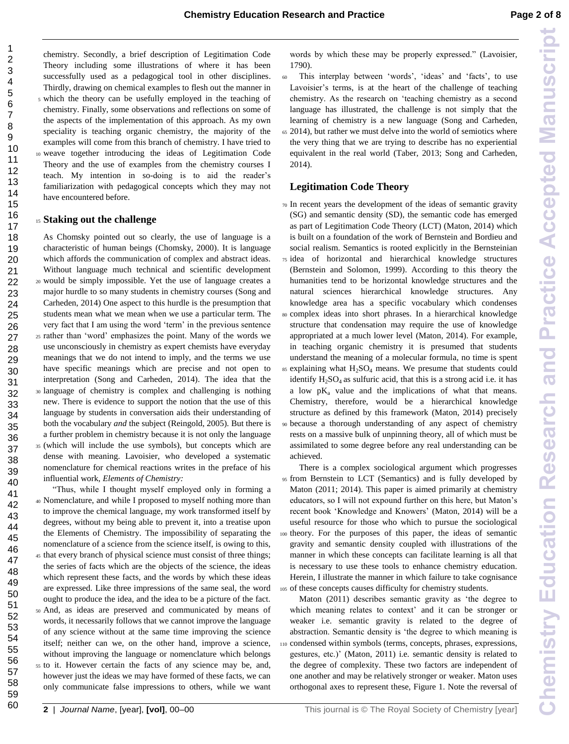chemistry. Secondly, a brief description of Legitimation Code Theory including some illustrations of where it has been successfully used as a pedagogical tool in other disciplines. Thirdly, drawing on chemical examples to flesh out the manner in which the theory can be usefully employed in the teaching of chemistry. Finally, some observations and reflections on some of the aspects of the implementation of this approach. As my own speciality is teaching organic chemistry, the majority of the examples will come from this branch of chemistry. I have tried to weave together introducing the ideas of Legitimation Code Theory and the use of examples from the chemistry courses I teach. My intention in so-doing is to aid the reader's familiarization with pedagogical concepts which they may not have encountered before.

## Staking out the challenge

As Chomsky pointed out so clearly, the use of language is a characteristic of human beings (Chomsky, 2000). It is language which affords the communication of complex and abstract ideas. Without language much technical and scientific development would be simply impossible. Yet the use of language creates a major hurdle to so many students in chemistry courses (Song and Carheden, 2014) One aspect to this hurdle is the presumption that students mean what we mean when we use a particular term. The very fact that I am using the word 'term' in the previous sentence rather than 'word' emphasizes the point. Many of the words we use unconsciously in chemistry as expert chemists have everyday meanings that we do not intend to imply, and the terms we use have specific meanings which are precise and not open to interpretation (Song and Carheden, 2014). The idea that the language of chemistry is complex and challenging is nothing new. There is evidence to support the notion that the use of this language by students in conversation aids their understanding of both the vocabulary *and* the subject (Reingold, 2005). But there is a further problem in chemistry because it is not only the language (which will include the use symbols), but concepts which are dense with meaning. Lavoisier, who developed a systematic nomenclature for chemical reactions writes in the preface of his influential work, *Elements of Chemistry:*

"Thus, while I thought myself employed only in forming a Nomenclature, and while I proposed to myself nothing more than to improve the chemical language, my work transformed itself by degrees, without my being able to prevent it, into a treatise upon the Elements of Chemistry. The impossibility of separating the nomenclature of a science from the science itself, is owing to this, that every branch of physical science must consist of three things; the series of facts which are the objects of the science, the ideas which represent these facts, and the words by which these ideas are expressed. Like three impressions of the same seal, the word ought to produce the idea, and the idea to be a picture of the fact. And, as ideas are preserved and communicated by means of words, it necessarily follows that we cannot improve the language of any science without at the same time improving the science itself; neither can we, on the other hand, improve a science, without improving the language or nomenclature which belongs to it. However certain the facts of any science may be, and, however just the ideas we may have formed of these facts, we can only communicate false impressions to others, while we want words by which these may be properly expressed." (Lavoisier, 1790).

This interplay between 'words', 'ideas' and 'facts', to use Lavoisier's terms, is at the heart of the challenge of teaching chemistry. As the research on 'teaching chemistry as a second language has illustrated, the challenge is not simply that the learning of chemistry is a new language (Song and Carheden, 2014), but rather we must delve into the world of semiotics where the very thing that we are trying to describe has no experiential equivalent in the real world (Taber, 2013; Song and Carheden, 2014).

## Legitimation Code Theory

In recent years the development of the ideas of semantic gravity (SG) and semantic density (SD), the semantic code has emerged as part of Legitimation Code Theory (LCT) (Maton, 2014) which is built on a foundation of the work of Bernstein and Bordieu and social realism. Semantics is rooted explicitly in the Bernsteinian idea of horizontal and hierarchical knowledge structures (Bernstein and Solomon, 1999). According to this theory the humanities tend to be horizontal knowledge structures and the natural sciences hierarchical knowledge structures. Any knowledge area has a specific vocabulary which condenses complex ideas into short phrases. In a hierarchical knowledge structure that condensation may require the use of knowledge appropriated at a much lower level (Maton, 2014). For example, in teaching organic chemistry it is presumed that students understand the meaning of a molecular formula, no time is spent explaining what $H_2SO_4$ means. We presume that students could identify $H_2SO_4$ as sulfuric acid, that this is a strong acid i.e. it has a low $pK_a$ value and the implications of what that means. Chemistry, therefore, would be a hierarchical knowledge structure as defined by this framework (Maton, 2014) precisely because a thorough understanding of any aspect of chemistry rests on a massive bulk of unpinning theory, all of which must be assimilated to some degree before any real understanding can be achieved.

There is a complex sociological argument which progresses from Bernstein to LCT (Semantics) and is fully developed by Maton (2011; 2014). This paper is aimed primarily at chemistry educators, so I will not expound further on this here, but Maton's recent book 'Knowledge and Knowers' (Maton, 2014) will be a useful resource for those who which to pursue the sociological theory. For the purposes of this paper, the ideas of semantic gravity and semantic density coupled with illustrations of the manner in which these concepts can facilitate learning is all that is necessary to use these tools to enhance chemistry education. Herein, I illustrate the manner in which failure to take cognisance of these concepts causes difficulty for chemistry students.

Maton (2011) describes semantic gravity as 'the degree to which meaning relates to context' and it can be stronger or weaker i.e. semantic gravity is related to the degree of abstraction. Semantic density is 'the degree to which meaning is condensed within symbols (terms, concepts, phrases, expressions, gestures, etc.)' (Maton, 2011) i.e. semantic density is related to the degree of complexity. These two factors are independent of one another and may be relatively stronger or weaker. Maton uses orthogonal axes to represent these, Figure 1. Note the reversal of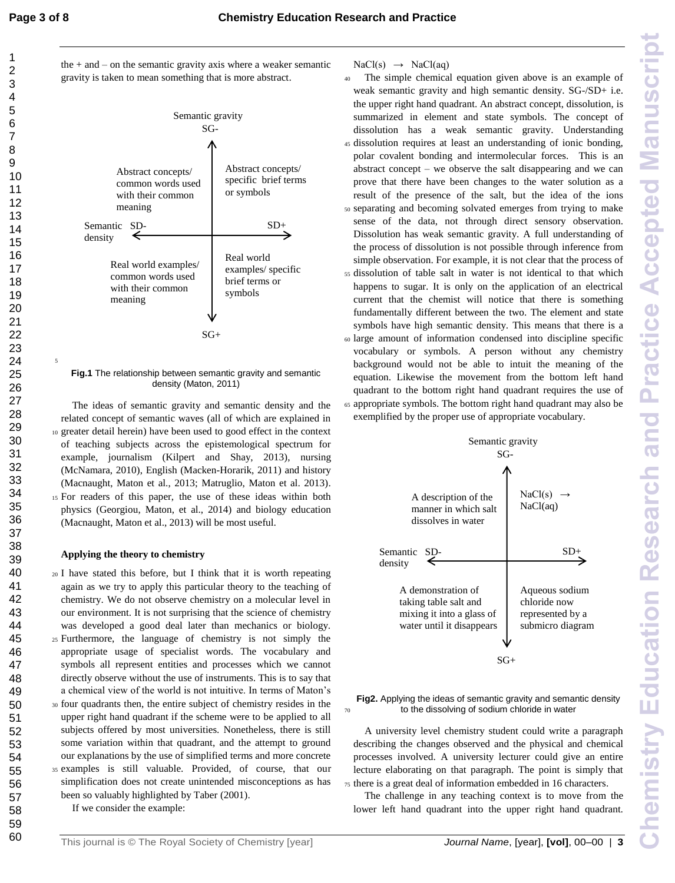the + and – on the semantic gravity axis where a weaker semantic gravity is taken to mean something that is more abstract.

Semantic gravity

SG-

Abstract concepts/ common words used with their common meaning

Abstract concepts/ specific brief terms or symbols

Semantic density SD-

SD+

Real world examples/ common words used with their common meaning

Real world examples/ specific brief terms or symbols

SG+

**Fig.1** The relationship between semantic gravity and semantic density (Maton, 2011)

The ideas of semantic gravity and semantic density and the related concept of semantic waves (all of which are explained in greater detail herein) have been used to good effect in the context of teaching subjects across the epistemological spectrum for example, journalism (Kilpert and Shay, 2013), nursing (McNamara, 2010), English (Macken-Horarik, 2011) and history (Macnaught, Maton et al., 2013; Matruglio, Maton et al. 2013). For readers of this paper, the use of these ideas within both physics (Georgiou, Maton, et al., 2014) and biology education (Macnaught, Maton et al., 2013) will be most useful.

### Applying the theory to chemistry

I have stated this before, but I think that it is worth repeating again as we try to apply this particular theory to the teaching of chemistry. We do not observe chemistry on a molecular level in our environment. It is not surprising that the science of chemistry was developed a good deal later than mechanics or biology. Furthermore, the language of chemistry is not simply the appropriate usage of specialist words. The vocabulary and symbols all represent entities and processes which we cannot directly observe without the use of instruments. This is to say that a chemical view of the world is not intuitive. In terms of Maton's four quadrants then, the entire subject of chemistry resides in the upper right hand quadrant if the scheme were to be applied to all subjects offered by most universities. Nonetheless, there is still some variation within that quadrant, and the attempt to ground our explanations by the use of simplified terms and more concrete examples is still valuable. Provided, of course, that our simplification does not create unintended misconceptions as has been so valuably highlighted by Taber (2001).

If we consider the example:

$$NaCl(s) \rightarrow NaCl(aq)$$

The simple chemical equation given above is an example of weak semantic gravity and high semantic density. SG-/SD+ i.e. the upper right hand quadrant. An abstract concept, dissolution, is summarized in element and state symbols. The concept of dissolution has a weak semantic gravity. Understanding dissolution requires at least an understanding of ionic bonding, polar covalent bonding and intermolecular forces. This is an abstract concept – we observe the salt disappearing and we can prove that there have been changes to the water solution as a result of the presence of the salt, but the idea of the ions separating and becoming solvated emerges from trying to make sense of the data, not through direct sensory observation. Dissolution has weak semantic gravity. A full understanding of the process of dissolution is not possible through inference from simple observation. For example, it is not clear that the process of dissolution of table salt in water is not identical to that which happens to sugar. It is only on the application of an electrical current that the chemist will notice that there is something fundamentally different between the two. The element and state symbols have high semantic density. This means that there is a large amount of information condensed into discipline specific vocabulary or symbols. A person without any chemistry background would not be able to intuit the meaning of the equation. Likewise the movement from the bottom left hand quadrant to the bottom right hand quadrant requires the use of appropriate symbols. The bottom right hand quadrant may also be exemplified by the proper use of appropriate vocabulary.

Semantic gravity

SG-

A description of the manner in which salt dissolves in water

$NaCl(s) \rightarrow NaCl(aq)$

Semantic density SD-

SD+

A demonstration of taking table salt and mixing it into a glass of water until it disappears

Aqueous sodium chloride now represented by a submicro diagram

SG+

**Fig2.** Applying the ideas of semantic gravity and semantic density to the dissolving of sodium chloride in water

A university level chemistry student could write a paragraph describing the changes observed and the physical and chemical processes involved. A university lecturer could give an entire lecture elaborating on that paragraph. The point is simply that there is a great deal of information embedded in 16 characters.

The challenge in any teaching context is to move from the lower left hand quadrant into the upper right hand quadrant.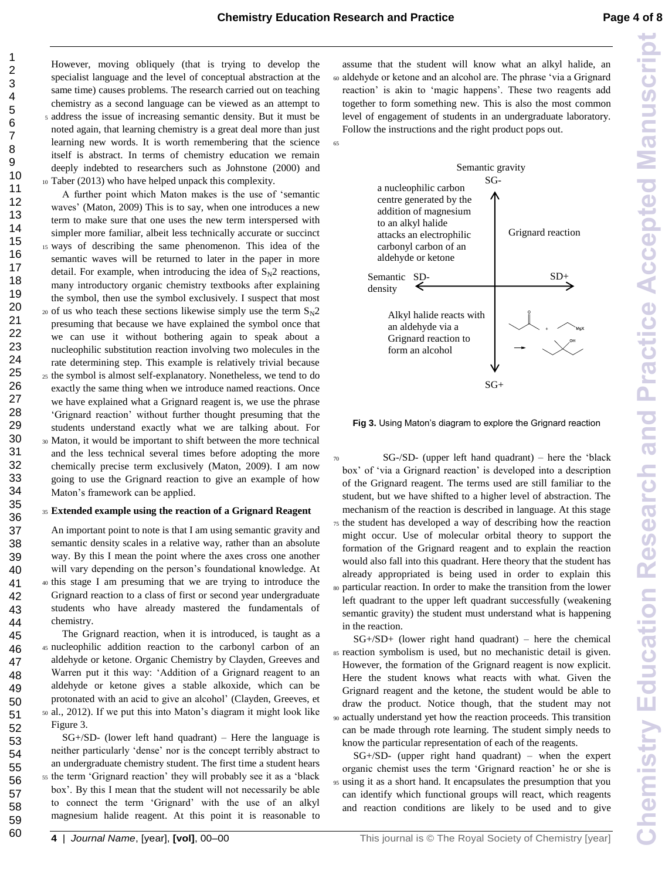However, moving obliquely (that is trying to develop the specialist language and the level of conceptual abstraction at the same time) causes problems. The research carried out on teaching chemistry as a second language can be viewed as an attempt to address the issue of increasing semantic density. But it must be noted again, that learning chemistry is a great deal more than just learning new words. It is worth remembering that the science itself is abstract. In terms of chemistry education we remain deeply indebted to researchers such as Johnstone (2000) and Taber (2013) who have helped unpack this complexity.

A further point which Maton makes is the use of 'semantic waves' (Maton, 2009) This is to say, when one introduces a new term to make sure that one uses the new term interspersed with simpler more familiar, albeit less technically accurate or succinct ways of describing the same phenomenon. This idea of the semantic waves will be returned to later in the paper in more detail. For example, when introducing the idea of $S_N2$ reactions, many introductory organic chemistry textbooks after explaining the symbol, then use the symbol exclusively. I suspect that most of us who teach these sections likewise simply use the term $S_N2$ presuming that because we have explained the symbol once that we can use it without bothering again to speak about a nucleophilic substitution reaction involving two molecules in the rate determining step. This example is relatively trivial because the symbol is almost self-explanatory. Nonetheless, we tend to do exactly the same thing when we introduce named reactions. Once we have explained what a Grignard reagent is, we use the phrase 'Grignard reaction' without further thought presuming that the students understand exactly what we are talking about. For Maton, it would be important to shift between the more technical and the less technical several times before adopting the more chemically precise term exclusively (Maton, 2009). I am now going to use the Grignard reaction to give an example of how Maton's framework can be applied.

### Extended example using the reaction of a Grignard Reagent

An important point to note is that I am using semantic gravity and semantic density scales in a relative way, rather than an absolute way. By this I mean the point where the axes cross one another will vary depending on the person's foundational knowledge. At this stage I am presuming that we are trying to introduce the Grignard reaction to a class of first or second year undergraduate students who have already mastered the fundamentals of chemistry.

The Grignard reaction, when it is introduced, is taught as a nucleophilic addition reaction to the carbonyl carbon of an aldehyde or ketone. Organic Chemistry by Clayden, Greeves and Warren put it this way: 'Addition of a Grignard reagent to an aldehyde or ketone gives a stable alkoxide, which can be protonated with an acid to give an alcohol' (Clayden, Greeves, et al., 2012). If we put this into Maton's diagram it might look like Figure 3.

SG+/SD- (lower left hand quadrant) – Here the language is neither particularly 'dense' nor is the concept terribly abstract to an undergraduate chemistry student. The first time a student hears the term 'Grignard reaction' they will probably see it as a 'black box'. By this I mean that the student will not necessarily be able to connect the term 'Grignard' with the use of an alkyl magnesium halide reagent. At this point it is reasonable to assume that the student will know what an alkyl halide, an aldehyde or ketone and an alcohol are. The phrase 'via a Grignard reaction' is akin to 'magic happens'. These two reagents add together to form something new. This is also the most common level of engagement of students in an undergraduate laboratory. Follow the instructions and the right product pops out.

Semantic gravity
SG-
a nucleophilic carbon centre generated by the addition of magnesium to an alkyl halide attacks an electrophilic carbonyl carbon of an aldehyde or ketone
Grignard reaction
Semantic density
SD-
SD+
Alkyl halide reacts with an aldehyde via a Grignard reaction to form an alcohol
MgX
OH
SG+

**Fig 3.** Using Maton's diagram to explore the Grignard reaction

SG-/SD- (upper left hand quadrant) – here the 'black box' of 'via a Grignard reaction' is developed into a description of the Grignard reagent. The terms used are still familiar to the student, but we have shifted to a higher level of abstraction. The mechanism of the reaction is described in language. At this stage the student has developed a way of describing how the reaction might occur. Use of molecular orbital theory to support the formation of the Grignard reagent and to explain the reaction would also fall into this quadrant. Here theory that the student has already appropriated is being used in order to explain this particular reaction. In order to make the transition from the lower left quadrant to the upper left quadrant successfully (weakening semantic gravity) the student must understand what is happening in the reaction.

SG+/SD+ (lower right hand quadrant) – here the chemical reaction symbolism is used, but no mechanistic detail is given. However, the formation of the Grignard reagent is now explicit. Here the student knows what reacts with what. Given the Grignard reagent and the ketone, the student would be able to draw the product. Notice though, that the student may not actually understand yet how the reaction proceeds. This transition can be made through rote learning. The student simply needs to know the particular representation of each of the reagents.

SG+/SD- (upper right hand quadrant) – when the expert organic chemist uses the term 'Grignard reaction' he or she is using it as a short hand. It encapsulates the presumption that you can identify which functional groups will react, which reagents and reaction conditions are likely to be used and to give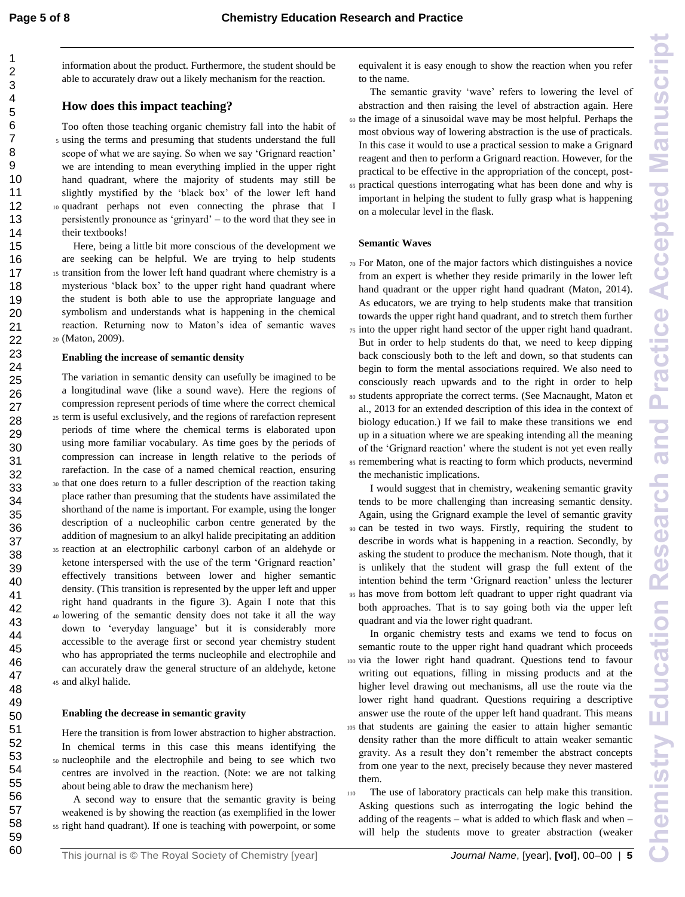information about the product. Furthermore, the student should be able to accurately draw out a likely mechanism for the reaction.

## How does this impact teaching?

Too often those teaching organic chemistry fall into the habit of using the terms and presuming that students understand the full scope of what we are saying. So when we say 'Grignard reaction' we are intending to mean everything implied in the upper right hand quadrant, where the majority of students may still be slightly mystified by the 'black box' of the lower left hand quadrant perhaps not even connecting the phrase that I persistently pronounce as 'grinyard' – to the word that they see in their textbooks!

Here, being a little bit more conscious of the development we are seeking can be helpful. We are trying to help students transition from the lower left hand quadrant where chemistry is a mysterious 'black box' to the upper right hand quadrant where the student is both able to use the appropriate language and symbolism and understands what is happening in the chemical reaction. Returning now to Maton's idea of semantic waves (Maton, 2009).

### Enabling the increase of semantic density

The variation in semantic density can usefully be imagined to be a longitudinal wave (like a sound wave). Here the regions of compression represent periods of time where the correct chemical term is useful exclusively, and the regions of rarefaction represent periods of time where the chemical terms is elaborated upon using more familiar vocabulary. As time goes by the periods of compression can increase in length relative to the periods of rarefaction. In the case of a named chemical reaction, ensuring that one does return to a fuller description of the reaction taking place rather than presuming that the students have assimilated the shorthand of the name is important. For example, using the longer description of a nucleophilic carbon centre generated by the addition of magnesium to an alkyl halide precipitating an addition reaction at an electrophilic carbonyl carbon of an aldehyde or ketone interspersed with the use of the term 'Grignard reaction' effectively transitions between lower and higher semantic density. (This transition is represented by the upper left and upper right hand quadrants in the figure 3). Again I note that this lowering of the semantic density does not take it all the way down to 'everyday language' but it is considerably more accessible to the average first or second year chemistry student who has appropriated the terms nucleophile and electrophile and can accurately draw the general structure of an aldehyde, ketone and alkyl halide.

### Enabling the decrease in semantic gravity

Here the transition is from lower abstraction to higher abstraction. In chemical terms in this case this means identifying the nucleophile and the electrophile and being to see which two centres are involved in the reaction. (Note: we are not talking about being able to draw the mechanism here)

A second way to ensure that the semantic gravity is being weakened is by showing the reaction (as exemplified in the lower right hand quadrant). If one is teaching with powerpoint, or some equivalent it is easy enough to show the reaction when you refer to the name.

The semantic gravity 'wave' refers to lowering the level of abstraction and then raising the level of abstraction again. Here the image of a sinusoidal wave may be most helpful. Perhaps the most obvious way of lowering abstraction is the use of practicals. In this case it would to use a practical session to make a Grignard reagent and then to perform a Grignard reaction. However, for the practical to be effective in the appropriation of the concept, post-practical questions interrogating what has been done and why is important in helping the student to fully grasp what is happening on a molecular level in the flask.

### Semantic Waves

For Maton, one of the major factors which distinguishes a novice from an expert is whether they reside primarily in the lower left hand quadrant or the upper right hand quadrant (Maton, 2014). As educators, we are trying to help students make that transition towards the upper right hand quadrant, and to stretch them further into the upper right hand sector of the upper right hand quadrant. But in order to help students do that, we need to keep dipping back consciously both to the left and down, so that students can begin to form the mental associations required. We also need to consciously reach upwards and to the right in order to help students appropriate the correct terms. (See Macnaught, Maton et al., 2013 for an extended description of this idea in the context of biology education.) If we fail to make these transitions we end up in a situation where we are speaking intending all the meaning of the 'Grignard reaction' where the student is not yet even really remembering what is reacting to form which products, nevermind the mechanistic implications.

I would suggest that in chemistry, weakening semantic gravity tends to be more challenging than increasing semantic density. Again, using the Grignard example the level of semantic gravity can be tested in two ways. Firstly, requiring the student to describe in words what is happening in a reaction. Secondly, by asking the student to produce the mechanism. Note though, that it is unlikely that the student will grasp the full extent of the intention behind the term 'Grignard reaction' unless the lecturer has move from bottom left quadrant to upper right quadrant via both approaches. That is to say going both via the upper left quadrant and via the lower right quadrant.

In organic chemistry tests and exams we tend to focus on semantic route to the upper right hand quadrant which proceeds via the lower right hand quadrant. Questions tend to favour writing out equations, filling in missing products and at the higher level drawing out mechanisms, all use the route via the lower right hand quadrant. Questions requiring a descriptive answer use the route of the upper left hand quadrant. This means that students are gaining the easier to attain higher semantic density rather than the more difficult to attain weaker semantic gravity. As a result they don't remember the abstract concepts from one year to the next, precisely because they never mastered them.

The use of laboratory practicals can help make this transition. Asking questions such as interrogating the logic behind the adding of the reagents – what is added to which flask and when – will help the students move to greater abstraction (weaker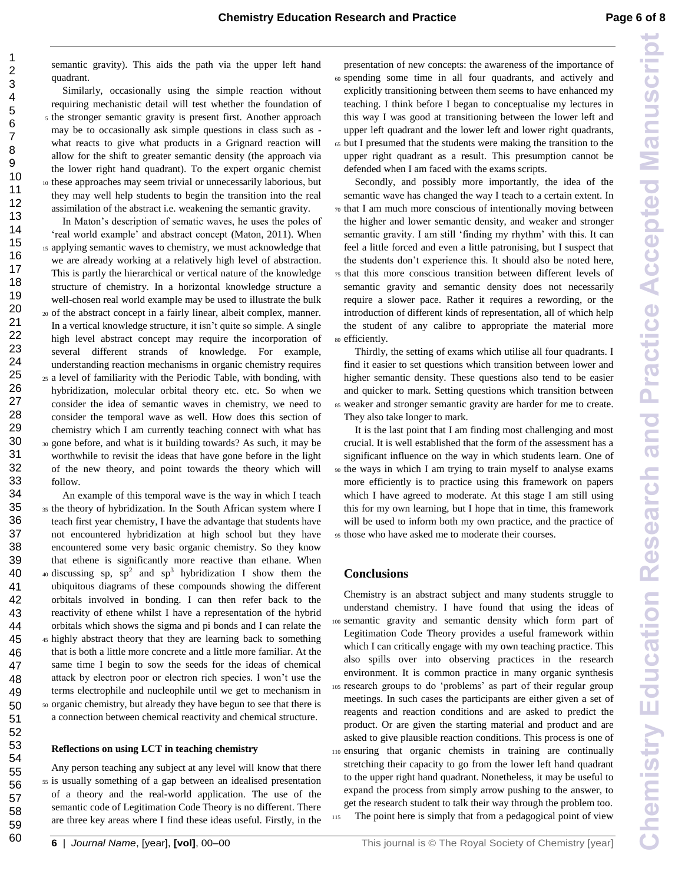semantic gravity). This aids the path via the upper left hand quadrant.

Similarly, occasionally using the simple reaction without requiring mechanistic detail will test whether the foundation of the stronger semantic gravity is present first. Another approach may be to occasionally ask simple questions in class such as - what reacts to give what products in a Grignard reaction will allow for the shift to greater semantic density (the approach via the lower right hand quadrant). To the expert organic chemist these approaches may seem trivial or unnecessarily laborious, but they may well help students to begin the transition into the real assimilation of the abstract i.e. weakening the semantic gravity.

In Maton's description of sematic waves, he uses the poles of 'real world example' and abstract concept (Maton, 2011). When applying semantic waves to chemistry, we must acknowledge that we are already working at a relatively high level of abstraction. This is partly the hierarchical or vertical nature of the knowledge structure of chemistry. In a horizontal knowledge structure a well-chosen real world example may be used to illustrate the bulk of the abstract concept in a fairly linear, albeit complex, manner. In a vertical knowledge structure, it isn't quite so simple. A single high level abstract concept may require the incorporation of several different strands of knowledge. For example, understanding reaction mechanisms in organic chemistry requires a level of familiarity with the Periodic Table, with bonding, with hybridization, molecular orbital theory etc. etc. So when we consider the idea of semantic waves in chemistry, we need to consider the temporal wave as well. How does this section of chemistry which I am currently teaching connect with what has gone before, and what is it building towards? As such, it may be worthwhile to revisit the ideas that have gone before in the light of the new theory, and point towards the theory which will follow.

An example of this temporal wave is the way in which I teach the theory of hybridization. In the South African system where I teach first year chemistry, I have the advantage that students have not encountered hybridization at high school but they have encountered some very basic organic chemistry. So they know that ethene is significantly more reactive than ethane. When discussing sp, $sp^2$ and $sp^3$ hybridization I show them the ubiquitous diagrams of these compounds showing the different orbitals involved in bonding. I can then refer back to the reactivity of ethene whilst I have a representation of the hybrid orbitals which shows the sigma and pi bonds and I can relate the highly abstract theory that they are learning back to something that is both a little more concrete and a little more familiar. At the same time I begin to sow the seeds for the ideas of chemical attack by electron poor or electron rich species. I won't use the terms electrophile and nucleophile until we get to mechanism in organic chemistry, but already they have begun to see that there is a connection between chemical reactivity and chemical structure.

#### Reflections on using LCT in teaching chemistry

Any person teaching any subject at any level will know that there is usually something of a gap between an idealised presentation of a theory and the real-world application. The use of the semantic code of Legitimation Code Theory is no different. There are three key areas where I find these ideas useful. Firstly, in the presentation of new concepts: the awareness of the importance of spending some time in all four quadrants, and actively and explicitly transitioning between them seems to have enhanced my teaching. I think before I began to conceptualise my lectures in this way I was good at transitioning between the lower left and upper left quadrant and the lower left and lower right quadrants, but I presumed that the students were making the transition to the upper right quadrant as a result. This presumption cannot be defended when I am faced with the exams scripts.

Secondly, and possibly more importantly, the idea of the semantic wave has changed the way I teach to a certain extent. In that I am much more conscious of intentionally moving between the higher and lower semantic density, and weaker and stronger semantic gravity. I am still 'finding my rhythm' with this. It can feel a little forced and even a little patronising, but I suspect that the students don't experience this. It should also be noted here, that this more conscious transition between different levels of semantic gravity and semantic density does not necessarily require a slower pace. Rather it requires a rewording, or the introduction of different kinds of representation, all of which help the student of any calibre to appropriate the material more efficiently.

Thirdly, the setting of exams which utilise all four quadrants. I find it easier to set questions which transition between lower and higher semantic density. These questions also tend to be easier and quicker to mark. Setting questions which transition between weaker and stronger semantic gravity are harder for me to create. They also take longer to mark.

It is the last point that I am finding most challenging and most crucial. It is well established that the form of the assessment has a significant influence on the way in which students learn. One of the ways in which I am trying to train myself to analyse exams more efficiently is to practice using this framework on papers which I have agreed to moderate. At this stage I am still using this for my own learning, but I hope that in time, this framework will be used to inform both my own practice, and the practice of those who have asked me to moderate their courses.

## Conclusions

Chemistry is an abstract subject and many students struggle to understand chemistry. I have found that using the ideas of semantic gravity and semantic density which form part of Legitimation Code Theory provides a useful framework within which I can critically engage with my own teaching practice. This also spills over into observing practices in the research environment. It is common practice in many organic synthesis research groups to do 'problems' as part of their regular group meetings. In such cases the participants are either given a set of reagents and reaction conditions and are asked to predict the product. Or are given the starting material and product and are asked to give plausible reaction conditions. This process is one of ensuring that organic chemists in training are continually stretching their capacity to go from the lower left hand quadrant to the upper right hand quadrant. Nonetheless, it may be useful to expand the process from simply arrow pushing to the answer, to get the research student to talk their way through the problem too.

The point here is simply that from a pedagogical point of view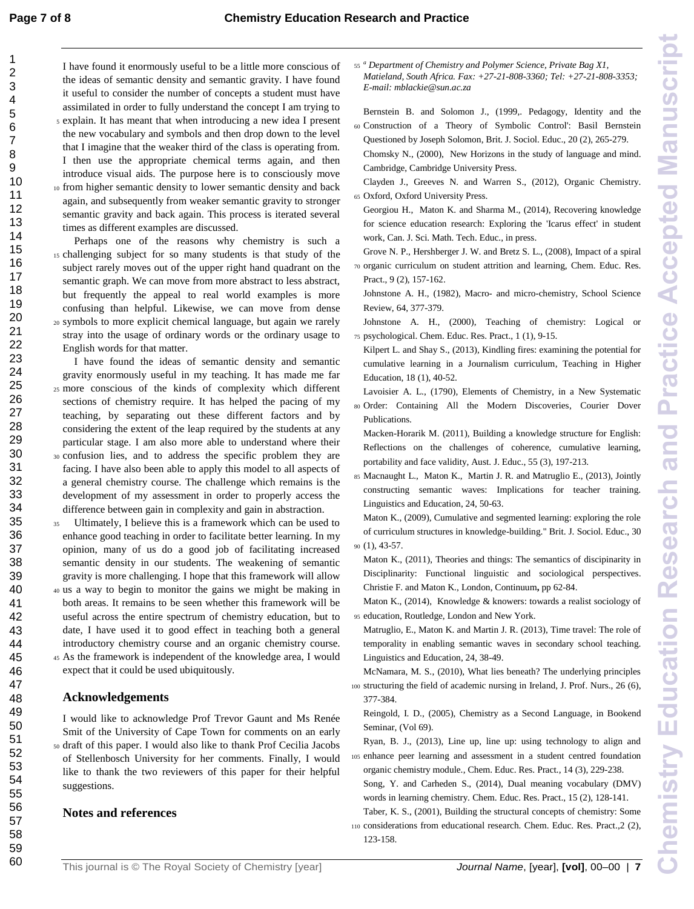I have found it enormously useful to be a little more conscious of the ideas of semantic density and semantic gravity. I have found it useful to consider the number of concepts a student must have assimilated in order to fully understand the concept I am trying to explain. It has meant that when introducing a new idea I present the new vocabulary and symbols and then drop down to the level that I imagine that the weaker third of the class is operating from. I then use the appropriate chemical terms again, and then introduce visual aids. The purpose here is to consciously move from higher semantic density to lower semantic density and back again, and subsequently from weaker semantic gravity to stronger semantic gravity and back again. This process is iterated several times as different examples are discussed.

Perhaps one of the reasons why chemistry is such a challenging subject for so many students is that study of the subject rarely moves out of the upper right hand quadrant on the semantic graph. We can move from more abstract to less abstract, but frequently the appeal to real world examples is more confusing than helpful. Likewise, we can move from dense symbols to more explicit chemical language, but again we rarely stray into the usage of ordinary words or the ordinary usage to English words for that matter.

I have found the ideas of semantic density and semantic gravity enormously useful in my teaching. It has made me far more conscious of the kinds of complexity which different sections of chemistry require. It has helped the pacing of my teaching, by separating out these different factors and by considering the extent of the leap required by the students at any particular stage. I am also more able to understand where their confusion lies, and to address the specific problem they are facing. I have also been able to apply this model to all aspects of a general chemistry course. The challenge which remains is the development of my assessment in order to properly access the difference between gain in complexity and gain in abstraction.

Ultimately, I believe this is a framework which can be used to enhance good teaching in order to facilitate better learning. In my opinion, many of us do a good job of facilitating increased semantic density in our students. The weakening of semantic gravity is more challenging. I hope that this framework will allow us a way to begin to monitor the gains we might be making in both areas. It remains to be seen whether this framework will be useful across the entire spectrum of chemistry education, but to date, I have used it to good effect in teaching both a general introductory chemistry course and an organic chemistry course. As the framework is independent of the knowledge area, I would expect that it could be used ubiquitously.

## Acknowledgements

I would like to acknowledge Prof Trevor Gaunt and Ms Renée Smit of the University of Cape Town for comments on an early draft of this paper. I would also like to thank Prof Cecilia Jacobs of Stellenbosch University for her comments. Finally, I would like to thank the two reviewers of this paper for their helpful suggestions.

## Notes and references

[a] *Department of Chemistry and Polymer Science, Private Bag X1, Matieland, South Africa. Fax: +27-21-808-3360; Tel: +27-21-808-3353; E-mail: mblackie@sun.ac.za*

Bernstein B. and Solomon J., (1999,. Pedagogy, Identity and the Construction of a Theory of Symbolic Control': Basil Bernstein Questioned by Joseph Solomon, Brit. J. Sociol. Educ., 20 (2), 265-279.

Chomsky N., (2000), New Horizons in the study of language and mind. Cambridge, Cambridge University Press.

Clayden J., Greeves N. and Warren S., (2012), Organic Chemistry. Oxford, Oxford University Press.

Georgiou H., Maton K. and Sharma M., (2014), Recovering knowledge for science education research: Exploring the 'Icarus effect' in student work, Can. J. Sci. Math. Tech. Educ., in press.

Grove N. P., Hershberger J. W. and Bretz S. L., (2008), Impact of a spiral organic curriculum on student attrition and learning, Chem. Educ. Res. Pract., 9 (2), 157-162.

Johnstone A. H., (1982), Macro- and micro-chemistry, School Science Review, 64, 377-379.

Johnstone A. H., (2000), Teaching of chemistry: Logical or psychological. Chem. Educ. Res. Pract., 1 (1), 9-15.

Kilpert L. and Shay S., (2013), Kindling fires: examining the potential for cumulative learning in a Journalism curriculum, Teaching in Higher Education, 18 (1), 40-52.

Lavoisier A. L., (1790), Elements of Chemistry, in a New Systematic Order: Containing All the Modern Discoveries, Courier Dover Publications.

Macken-Horarik M. (2011), Building a knowledge structure for English: Reflections on the challenges of coherence, cumulative learning, portability and face validity, Aust. J. Educ., 55 (3), 197-213.

Macnaught L., Maton K., Martin J. R. and Matruglio E., (2013), Jointly constructing semantic waves: Implications for teacher training. Linguistics and Education, 24, 50-63.

Maton K., (2009), Cumulative and segmented learning: exploring the role of curriculum structures in knowledge-building." Brit. J. Sociol. Educ., 30 (1), 43-57.

Maton K., (2011), Theories and things: The semantics of discipinarity in Disciplinarity: Functional linguistic and sociological perspectives. Christie F. and Maton K., London, Continuum**,** pp 62-84.

Maton K., (2014), Knowledge & knowers: towards a realist sociology of education, Routledge, London and New York.

Matruglio, E., Maton K. and Martin J. R. (2013), Time travel: The role of temporality in enabling semantic waves in secondary school teaching. Linguistics and Education, 24, 38-49.

McNamara, M. S., (2010), What lies beneath? The underlying principles structuring the field of academic nursing in Ireland, J. Prof. Nurs., 26 (6), 377-384.

Reingold, I. D., (2005), Chemistry as a Second Language, in Bookend Seminar, (Vol 69).

Ryan, B. J., (2013), Line up, line up: using technology to align and enhance peer learning and assessment in a student centred foundation organic chemistry module., Chem. Educ. Res. Pract., 14 (3), 229-238.

Song, Y. and Carheden S., (2014), Dual meaning vocabulary (DMV) words in learning chemistry. Chem. Educ. Res. Pract., 15 (2), 128-141.

Taber, K. S., (2001), Building the structural concepts of chemistry: Some considerations from educational research. Chem. Educ. Res. Pract.,2 (2), 123-158.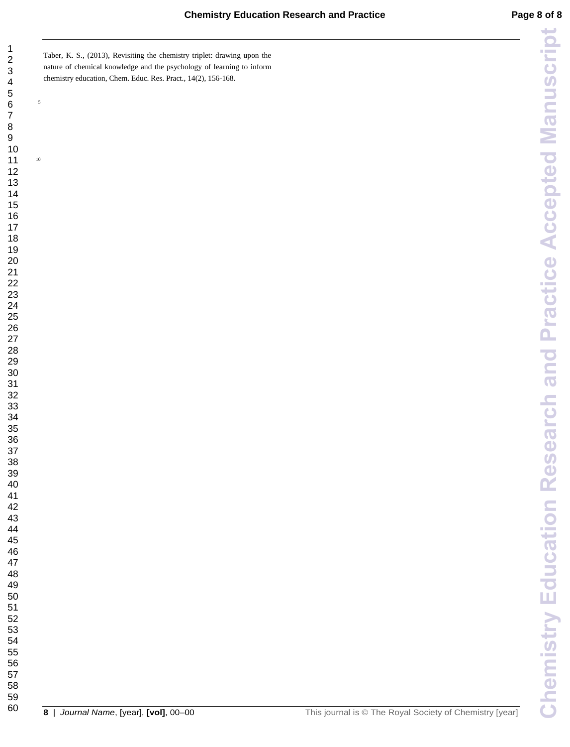Taber, K. S., (2013), Revisiting the chemistry triplet: drawing upon the nature of chemical knowledge and the psychology of learning to inform chemistry education, Chem. Educ. Res. Pract., 14(2), 156-168.